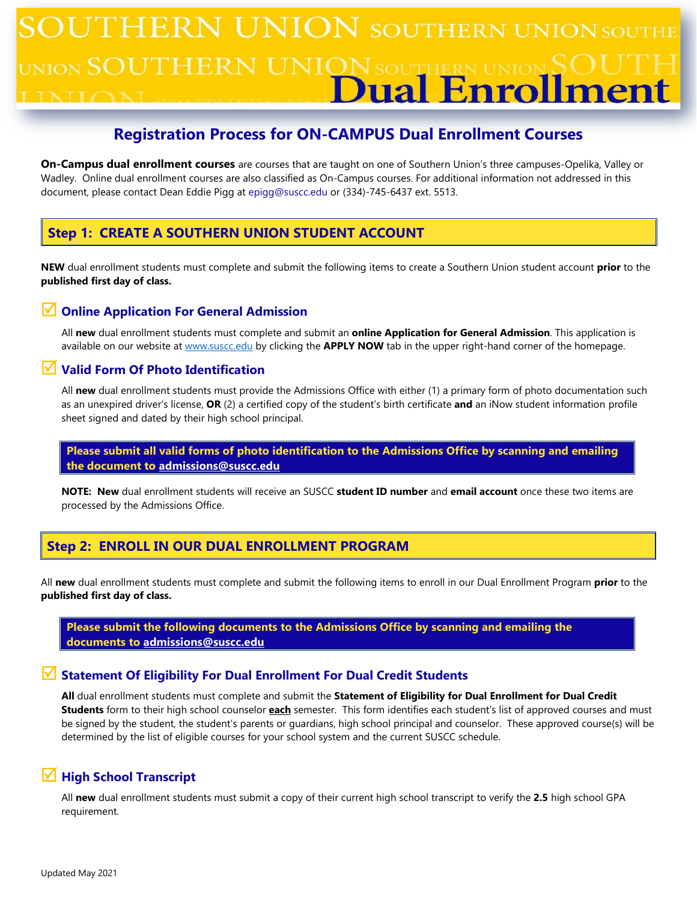# SOUTHERN UNION Dual Enrollment

## Registration Process for ON-CAMPUS Dual Enrollment Courses

**On-Campus dual enrollment courses** are courses that are taught on one of Southern Union's three campuses-Opelika, Valley or Wadley. Online dual enrollment courses are also classified as On-Campus courses. For additional information not addressed in this document, please contact Dean Eddie Pigg at epigg@suscc.edu or (334)-745-6437 ext. 5513.

## Step 1: CREATE A SOUTHERN UNION STUDENT ACCOUNT

**NEW** dual enrollment students must complete and submit the following items to create a Southern Union student account **prior** to the **published first day of class.**

### ☑ Online Application For General Admission

All **new** dual enrollment students must complete and submit an **online Application for General Admission**. This application is available on our website at www.suscc.edu by clicking the **APPLY NOW** tab in the upper right-hand corner of the homepage.

### ☑ Valid Form Of Photo Identification

All **new** dual enrollment students must provide the Admissions Office with either (1) a primary form of photo documentation such as an unexpired driver's license, **OR** (2) a certified copy of the student's birth certificate **and** an iNow student information profile sheet signed and dated by their high school principal.

**Please submit all valid forms of photo identification to the Admissions Office by scanning and emailing the document to admissions@suscc.edu**

**NOTE: New** dual enrollment students will receive an SUSCC **student ID number** and **email account** once these two items are processed by the Admissions Office.

## Step 2: ENROLL IN OUR DUAL ENROLLMENT PROGRAM

All **new** dual enrollment students must complete and submit the following items to enroll in our Dual Enrollment Program **prior** to the **published first day of class.**

**Please submit the following documents to the Admissions Office by scanning and emailing the documents to admissions@suscc.edu**

### ☑ Statement Of Eligibility For Dual Enrollment For Dual Credit Students

**All** dual enrollment students must complete and submit the **Statement of Eligibility for Dual Enrollment for Dual Credit Students** form to their high school counselor **each** semester. This form identifies each student's list of approved courses and must be signed by the student, the student's parents or guardians, high school principal and counselor. These approved course(s) will be determined by the list of eligible courses for your school system and the current SUSCC schedule.

### ☑ High School Transcript

All **new** dual enrollment students must submit a copy of their current high school transcript to verify the **2.5** high school GPA requirement.

Updated May 2021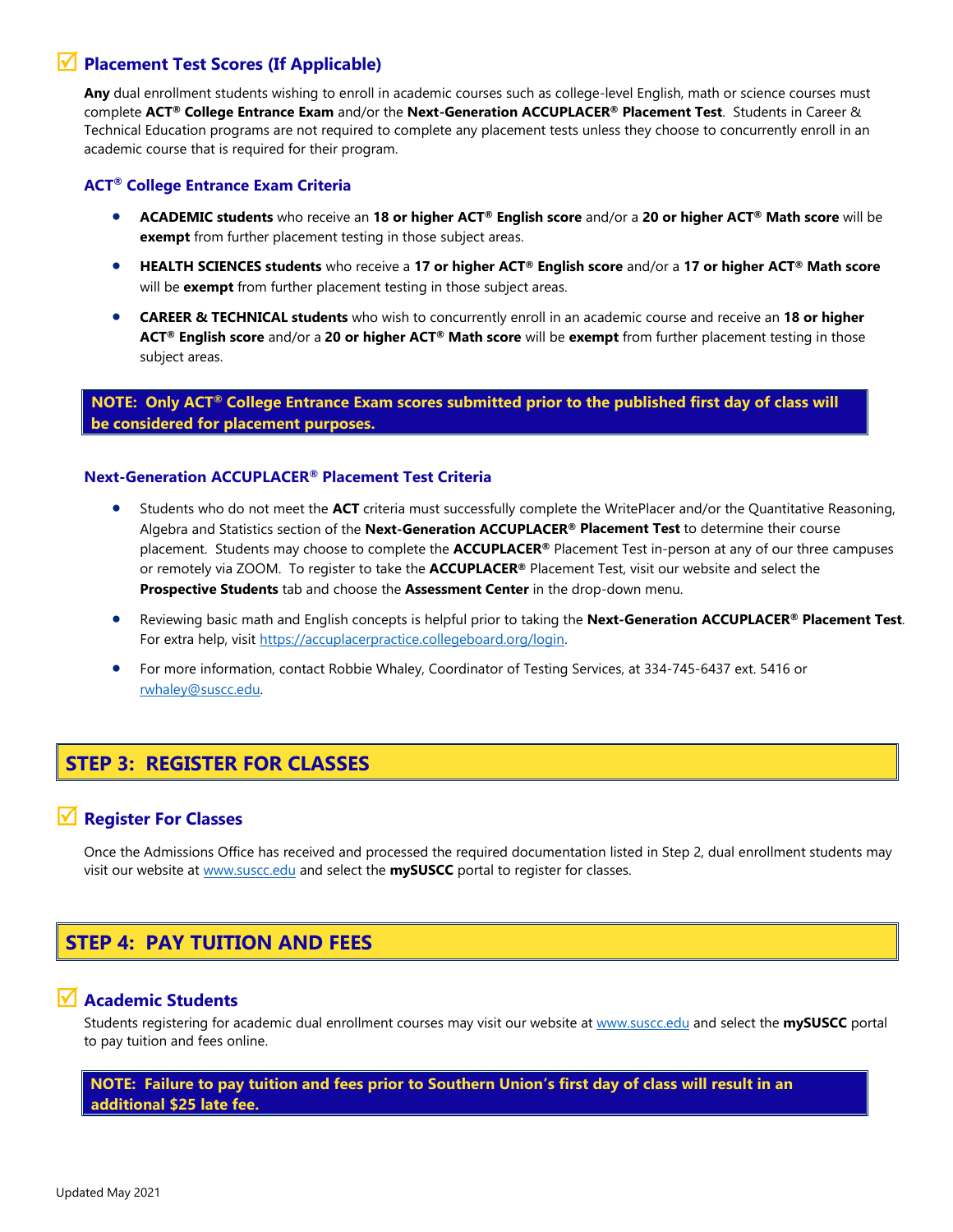## ☑ Placement Test Scores (If Applicable)

**Any** dual enrollment students wishing to enroll in academic courses such as college-level English, math or science courses must complete **ACT® College Entrance Exam** and/or the **Next-Generation ACCUPLACER® Placement Test**. Students in Career & Technical Education programs are not required to complete any placement tests unless they choose to concurrently enroll in an academic course that is required for their program.

### ACT® College Entrance Exam Criteria

- **ACADEMIC students** who receive an **18 or higher ACT® English score** and/or a **20 or higher ACT® Math score** will be **exempt** from further placement testing in those subject areas.
- **HEALTH SCIENCES students** who receive a **17 or higher ACT® English score** and/or a **17 or higher ACT® Math score** will be **exempt** from further placement testing in those subject areas.
- **CAREER & TECHNICAL students** who wish to concurrently enroll in an academic course and receive an **18 or higher ACT® English score** and/or a **20 or higher ACT® Math score** will be **exempt** from further placement testing in those subject areas.

**NOTE: Only ACT® College Entrance Exam scores submitted prior to the published first day of class will be considered for placement purposes.**

### Next-Generation ACCUPLACER® Placement Test Criteria

- Students who do not meet the **ACT** criteria must successfully complete the WritePlacer and/or the Quantitative Reasoning, Algebra and Statistics section of the **Next-Generation ACCUPLACER® Placement Test** to determine their course placement. Students may choose to complete the **ACCUPLACER®** Placement Test in-person at any of our three campuses or remotely via ZOOM. To register to take the **ACCUPLACER®** Placement Test, visit our website and select the **Prospective Students** tab and choose the **Assessment Center** in the drop-down menu.
- Reviewing basic math and English concepts is helpful prior to taking the **Next-Generation ACCUPLACER® Placement Test**. For extra help, visit https://accuplacerpractice.collegeboard.org/login.
- For more information, contact Robbie Whaley, Coordinator of Testing Services, at 334-745-6437 ext. 5416 or rwhaley@suscc.edu.

# STEP 3: REGISTER FOR CLASSES

## ☑ Register For Classes

Once the Admissions Office has received and processed the required documentation listed in Step 2, dual enrollment students may visit our website at www.suscc.edu and select the **mySUSCC** portal to register for classes.

# STEP 4: PAY TUITION AND FEES

## ☑ Academic Students

Students registering for academic dual enrollment courses may visit our website at www.suscc.edu and select the **mySUSCC** portal to pay tuition and fees online.

**NOTE: Failure to pay tuition and fees prior to Southern Union's first day of class will result in an additional $25 late fee.**

Updated May 2021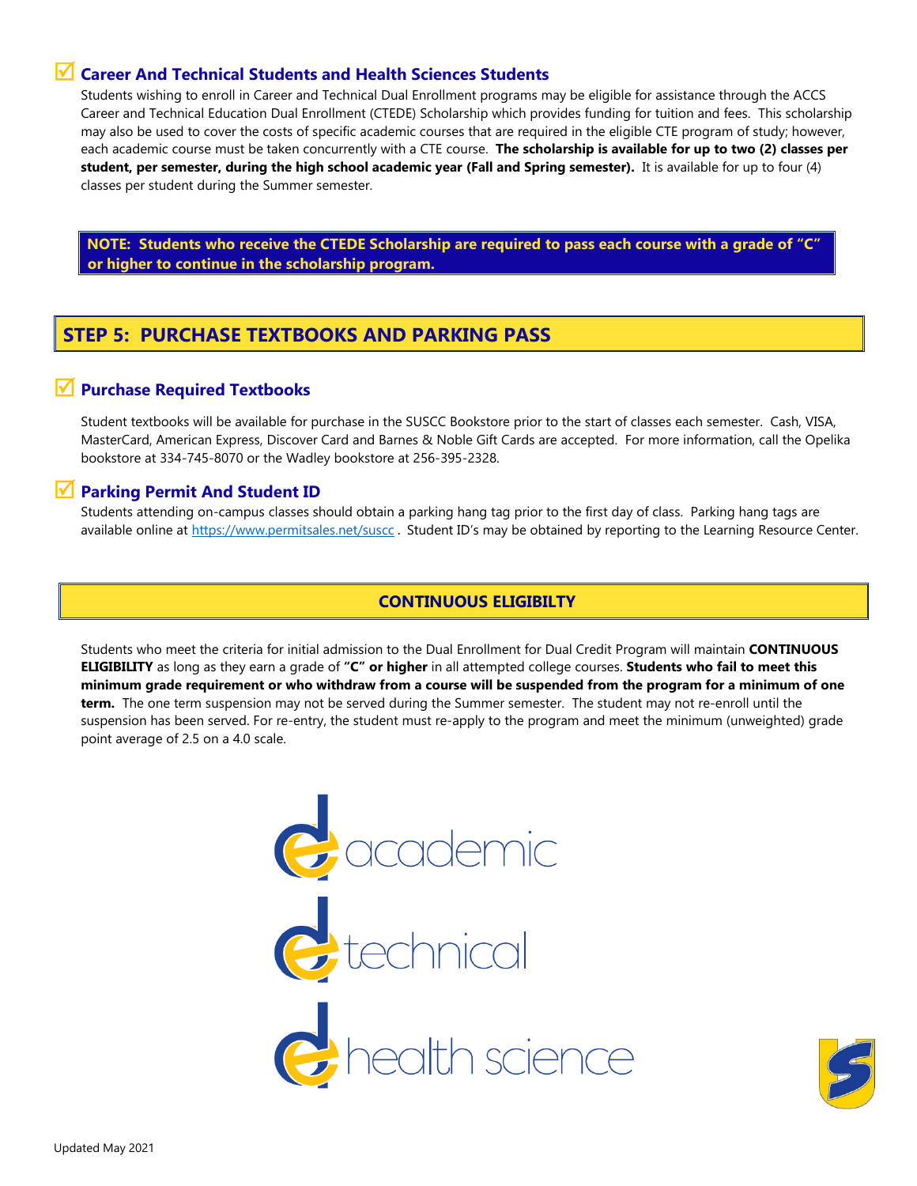### ☑ Career And Technical Students and Health Sciences Students

Students wishing to enroll in Career and Technical Dual Enrollment programs may be eligible for assistance through the ACCS Career and Technical Education Dual Enrollment (CTEDE) Scholarship which provides funding for tuition and fees. This scholarship may also be used to cover the costs of specific academic courses that are required in the eligible CTE program of study; however, each academic course must be taken concurrently with a CTE course. **The scholarship is available for up to two (2) classes per student, per semester, during the high school academic year (Fall and Spring semester).** It is available for up to four (4) classes per student during the Summer semester.

**NOTE: Students who receive the CTEDE Scholarship are required to pass each course with a grade of "C" or higher to continue in the scholarship program.**

## STEP 5: PURCHASE TEXTBOOKS AND PARKING PASS

### ☑ Purchase Required Textbooks

Student textbooks will be available for purchase in the SUSCC Bookstore prior to the start of classes each semester. Cash, VISA, MasterCard, American Express, Discover Card and Barnes & Noble Gift Cards are accepted. For more information, call the Opelika bookstore at 334-745-8070 or the Wadley bookstore at 256-395-2328.

### ☑ Parking Permit And Student ID

Students attending on-campus classes should obtain a parking hang tag prior to the first day of class. Parking hang tags are available online at https://www.permitsales.net/suscc . Student ID's may be obtained by reporting to the Learning Resource Center.

## CONTINUOUS ELIGIBILTY

Students who meet the criteria for initial admission to the Dual Enrollment for Dual Credit Program will maintain **CONTINUOUS ELIGIBILITY** as long as they earn a grade of **"C" or higher** in all attempted college courses. **Students who fail to meet this minimum grade requirement or who withdraw from a course will be suspended from the program for a minimum of one term.** The one term suspension may not be served during the Summer semester. The student may not re-enroll until the suspension has been served. For re-entry, the student must re-apply to the program and meet the minimum (unweighted) grade point average of 2.5 on a 4.0 scale.

academic

technical

health science

Updated May 2021